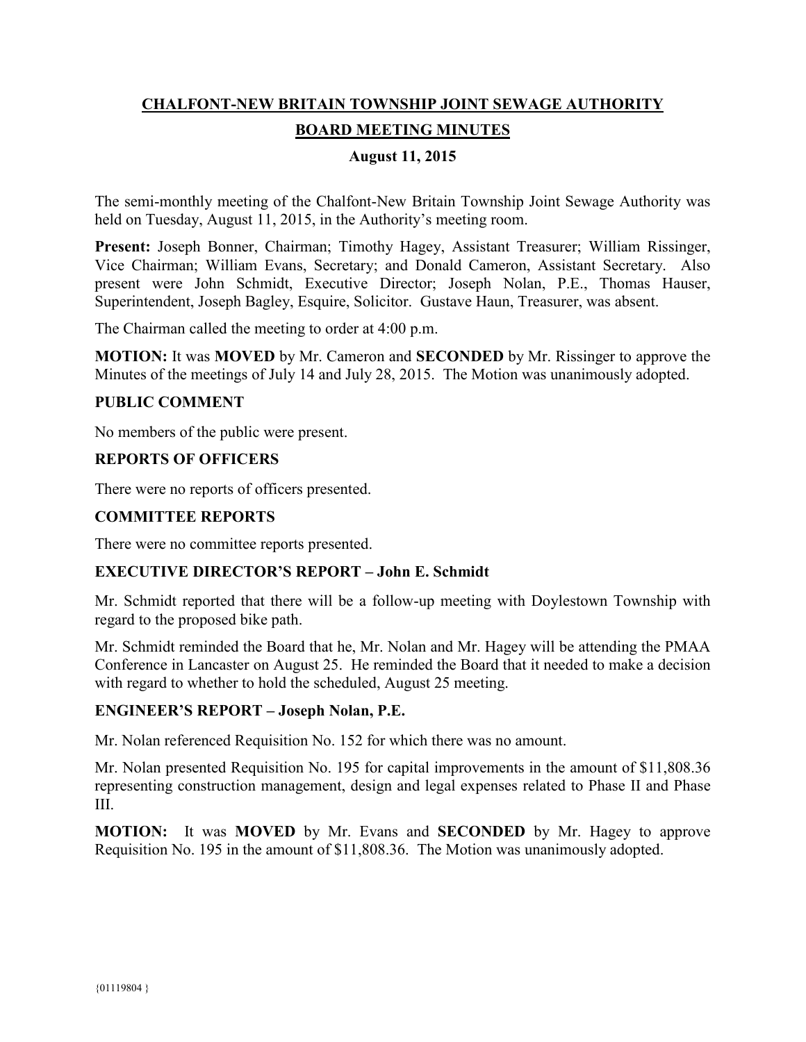# CHALFONT-NEW BRITAIN TOWNSHIP JOINT SEWAGE AUTHORITY

## BOARD MEETING MINUTES

### August 11, 2015

The semi-monthly meeting of the Chalfont-New Britain Township Joint Sewage Authority was held on Tuesday, August 11, 2015, in the Authority's meeting room.

**Present:** Joseph Bonner, Chairman; Timothy Hagey, Assistant Treasurer; William Rissinger, Vice Chairman; William Evans, Secretary; and Donald Cameron, Assistant Secretary. Also present were John Schmidt, Executive Director; Joseph Nolan, P.E., Thomas Hauser, Superintendent, Joseph Bagley, Esquire, Solicitor. Gustave Haun, Treasurer, was absent.

The Chairman called the meeting to order at 4:00 p.m.

**MOTION:** It was **MOVED** by Mr. Cameron and **SECONDED** by Mr. Rissinger to approve the Minutes of the meetings of July 14 and July 28, 2015. The Motion was unanimously adopted.

### PUBLIC COMMENT

No members of the public were present.

### REPORTS OF OFFICERS

There were no reports of officers presented.

### COMMITTEE REPORTS

There were no committee reports presented.

### EXECUTIVE DIRECTOR'S REPORT – John E. Schmidt

Mr. Schmidt reported that there will be a follow-up meeting with Doylestown Township with regard to the proposed bike path.

Mr. Schmidt reminded the Board that he, Mr. Nolan and Mr. Hagey will be attending the PMAA Conference in Lancaster on August 25. He reminded the Board that it needed to make a decision with regard to whether to hold the scheduled, August 25 meeting.

### ENGINEER'S REPORT – Joseph Nolan, P.E.

Mr. Nolan referenced Requisition No. 152 for which there was no amount.

Mr. Nolan presented Requisition No. 195 for capital improvements in the amount of $11,808.36 representing construction management, design and legal expenses related to Phase II and Phase III.

**MOTION:** It was **MOVED** by Mr. Evans and **SECONDED** by Mr. Hagey to approve Requisition No. 195 in the amount of $11,808.36. The Motion was unanimously adopted.

{01119804 }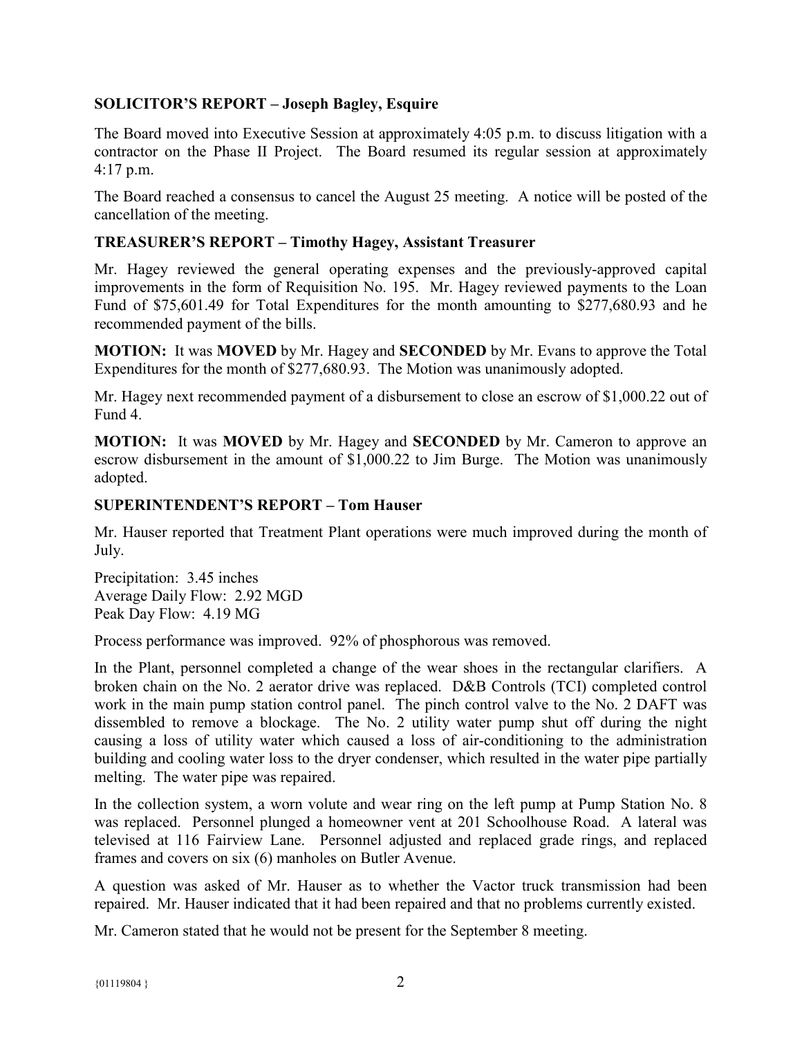**SOLICITOR'S REPORT – Joseph Bagley, Esquire**

The Board moved into Executive Session at approximately 4:05 p.m. to discuss litigation with a contractor on the Phase II Project. The Board resumed its regular session at approximately 4:17 p.m.

The Board reached a consensus to cancel the August 25 meeting. A notice will be posted of the cancellation of the meeting.

**TREASURER'S REPORT – Timothy Hagey, Assistant Treasurer**

Mr. Hagey reviewed the general operating expenses and the previously-approved capital improvements in the form of Requisition No. 195. Mr. Hagey reviewed payments to the Loan Fund of $75,601.49 for Total Expenditures for the month amounting to $277,680.93 and he recommended payment of the bills.

**MOTION:** It was **MOVED** by Mr. Hagey and **SECONDED** by Mr. Evans to approve the Total Expenditures for the month of $277,680.93. The Motion was unanimously adopted.

Mr. Hagey next recommended payment of a disbursement to close an escrow of $1,000.22 out of Fund 4.

**MOTION:** It was **MOVED** by Mr. Hagey and **SECONDED** by Mr. Cameron to approve an escrow disbursement in the amount of $1,000.22 to Jim Burge. The Motion was unanimously adopted.

**SUPERINTENDENT'S REPORT – Tom Hauser**

Mr. Hauser reported that Treatment Plant operations were much improved during the month of July.

Precipitation: 3.45 inches
Average Daily Flow: 2.92 MGD
Peak Day Flow: 4.19 MG

Process performance was improved. 92% of phosphorous was removed.

In the Plant, personnel completed a change of the wear shoes in the rectangular clarifiers. A broken chain on the No. 2 aerator drive was replaced. D&B Controls (TCI) completed control work in the main pump station control panel. The pinch control valve to the No. 2 DAFT was dissembled to remove a blockage. The No. 2 utility water pump shut off during the night causing a loss of utility water which caused a loss of air-conditioning to the administration building and cooling water loss to the dryer condenser, which resulted in the water pipe partially melting. The water pipe was repaired.

In the collection system, a worn volute and wear ring on the left pump at Pump Station No. 8 was replaced. Personnel plunged a homeowner vent at 201 Schoolhouse Road. A lateral was televised at 116 Fairview Lane. Personnel adjusted and replaced grade rings, and replaced frames and covers on six (6) manholes on Butler Avenue.

A question was asked of Mr. Hauser as to whether the Vactor truck transmission had been repaired. Mr. Hauser indicated that it had been repaired and that no problems currently existed.

Mr. Cameron stated that he would not be present for the September 8 meeting.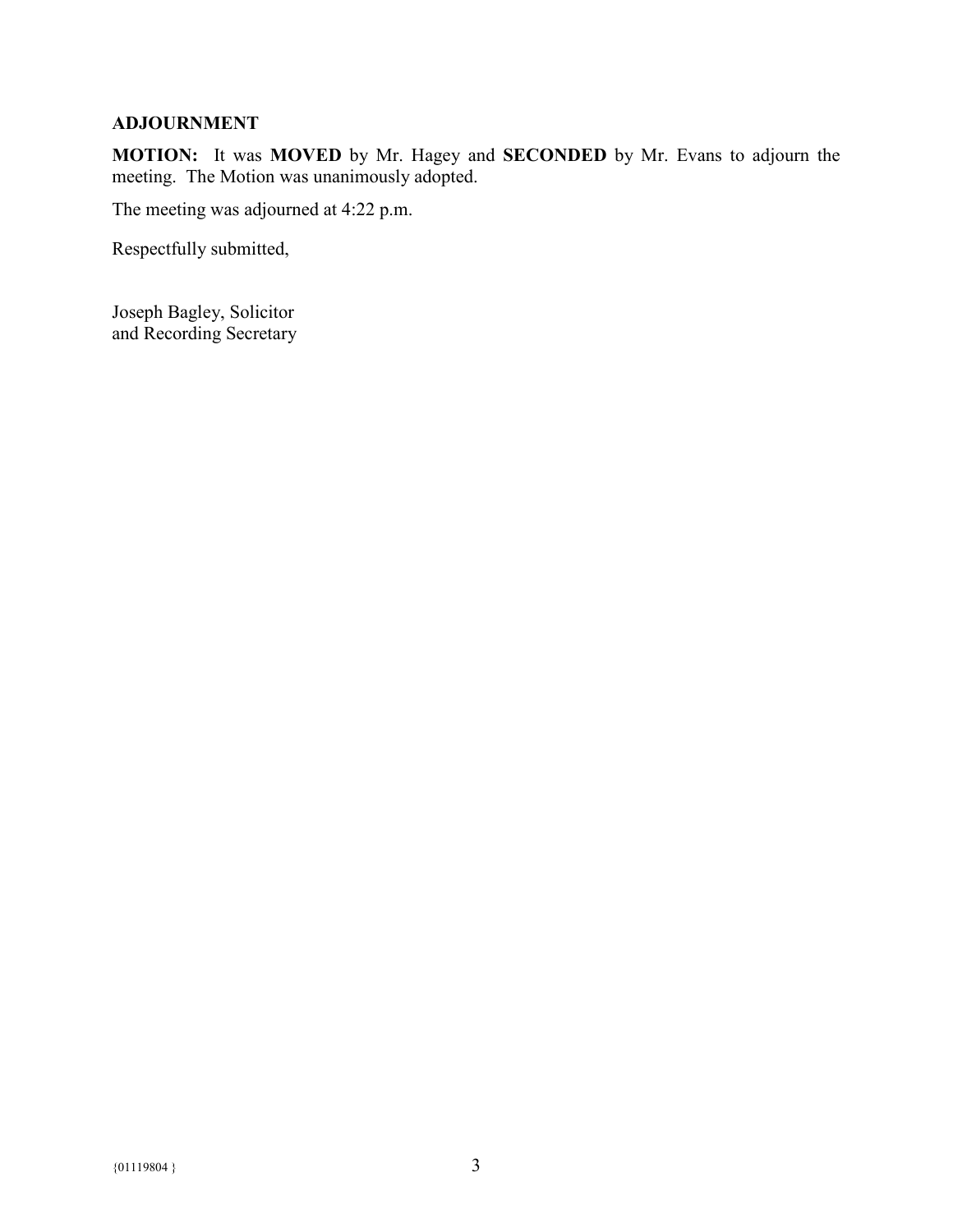## ADJOURNMENT

**MOTION:** It was **MOVED** by Mr. Hagey and **SECONDED** by Mr. Evans to adjourn the meeting. The Motion was unanimously adopted.

The meeting was adjourned at 4:22 p.m.

Respectfully submitted,

Joseph Bagley, Solicitor
and Recording Secretary

{01119804 }